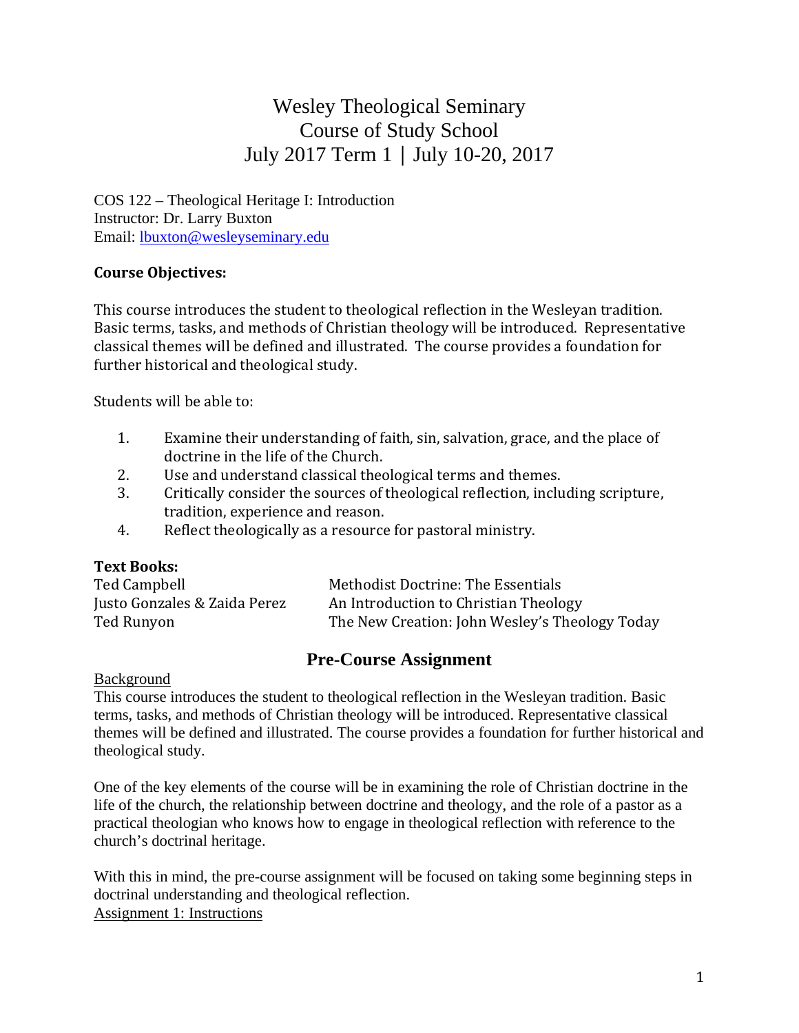# Wesley Theological Seminary
# Course of Study School
# July 2017 Term 1 | July 10-20, 2017

COS 122 – Theological Heritage I: Introduction
Instructor: Dr. Larry Buxton
Email: [lbuxton@wesleyseminary.edu](mailto:lbuxton@wesleyseminary.edu)

**Course Objectives:**

This course introduces the student to theological reflection in the Wesleyan tradition. Basic terms, tasks, and methods of Christian theology will be introduced. Representative classical themes will be defined and illustrated. The course provides a foundation for further historical and theological study.

Students will be able to:

1. Examine their understanding of faith, sin, salvation, grace, and the place of doctrine in the life of the Church.
2. Use and understand classical theological terms and themes.
3. Critically consider the sources of theological reflection, including scripture, tradition, experience and reason.
4. Reflect theologically as a resource for pastoral ministry.

**Text Books:**

| | |
|---|---|
| Ted Campbell | Methodist Doctrine: The Essentials |
| Justo Gonzales & Zaida Perez | An Introduction to Christian Theology |
| Ted Runyon | The New Creation: John Wesley's Theology Today |

## Pre-Course Assignment

Background

This course introduces the student to theological reflection in the Wesleyan tradition. Basic terms, tasks, and methods of Christian theology will be introduced. Representative classical themes will be defined and illustrated. The course provides a foundation for further historical and theological study.

One of the key elements of the course will be in examining the role of Christian doctrine in the life of the church, the relationship between doctrine and theology, and the role of a pastor as a practical theologian who knows how to engage in theological reflection with reference to the church's doctrinal heritage.

With this in mind, the pre-course assignment will be focused on taking some beginning steps in doctrinal understanding and theological reflection.

Assignment 1: Instructions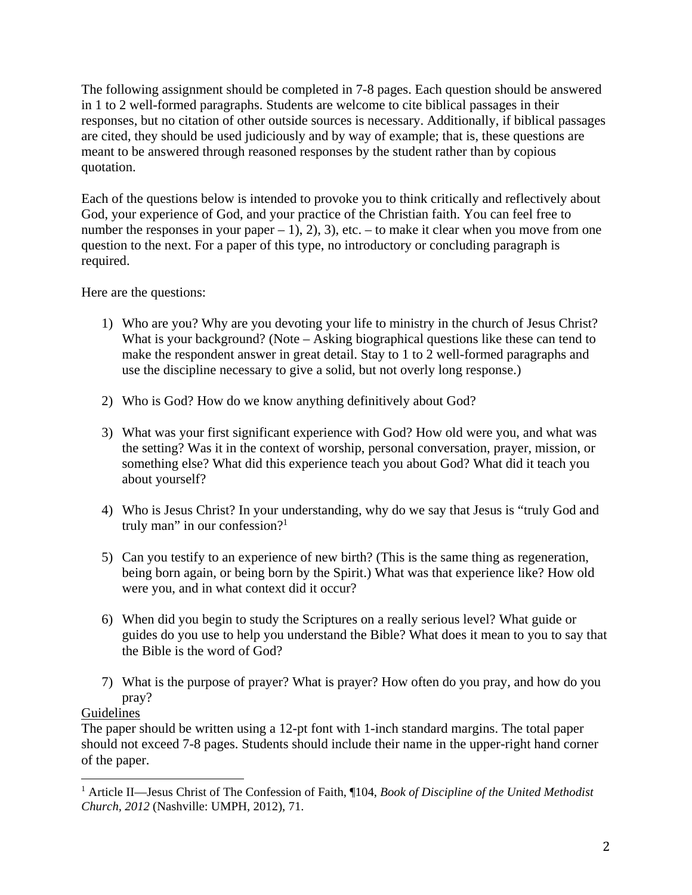The following assignment should be completed in 7-8 pages. Each question should be answered in 1 to 2 well-formed paragraphs. Students are welcome to cite biblical passages in their responses, but no citation of other outside sources is necessary. Additionally, if biblical passages are cited, they should be used judiciously and by way of example; that is, these questions are meant to be answered through reasoned responses by the student rather than by copious quotation.

Each of the questions below is intended to provoke you to think critically and reflectively about God, your experience of God, and your practice of the Christian faith. You can feel free to number the responses in your paper – 1), 2), 3), etc. – to make it clear when you move from one question to the next. For a paper of this type, no introductory or concluding paragraph is required.

Here are the questions:

1) Who are you? Why are you devoting your life to ministry in the church of Jesus Christ? What is your background? (Note – Asking biographical questions like these can tend to make the respondent answer in great detail. Stay to 1 to 2 well-formed paragraphs and use the discipline necessary to give a solid, but not overly long response.)

2) Who is God? How do we know anything definitively about God?

3) What was your first significant experience with God? How old were you, and what was the setting? Was it in the context of worship, personal conversation, prayer, mission, or something else? What did this experience teach you about God? What did it teach you about yourself?

4) Who is Jesus Christ? In your understanding, why do we say that Jesus is "truly God and truly man" in our confession?[1]

5) Can you testify to an experience of new birth? (This is the same thing as regeneration, being born again, or being born by the Spirit.) What was that experience like? How old were you, and in what context did it occur?

6) When did you begin to study the Scriptures on a really serious level? What guide or guides do you use to help you understand the Bible? What does it mean to you to say that the Bible is the word of God?

7) What is the purpose of prayer? What is prayer? How often do you pray, and how do you pray?

<u>Guidelines</u>

The paper should be written using a 12-pt font with 1-inch standard margins. The total paper should not exceed 7-8 pages. Students should include their name in the upper-right hand corner of the paper.

---

[1] Article II—Jesus Christ of The Confession of Faith, ¶104, *Book of Discipline of the United Methodist Church, 2012* (Nashville: UMPH, 2012), 71.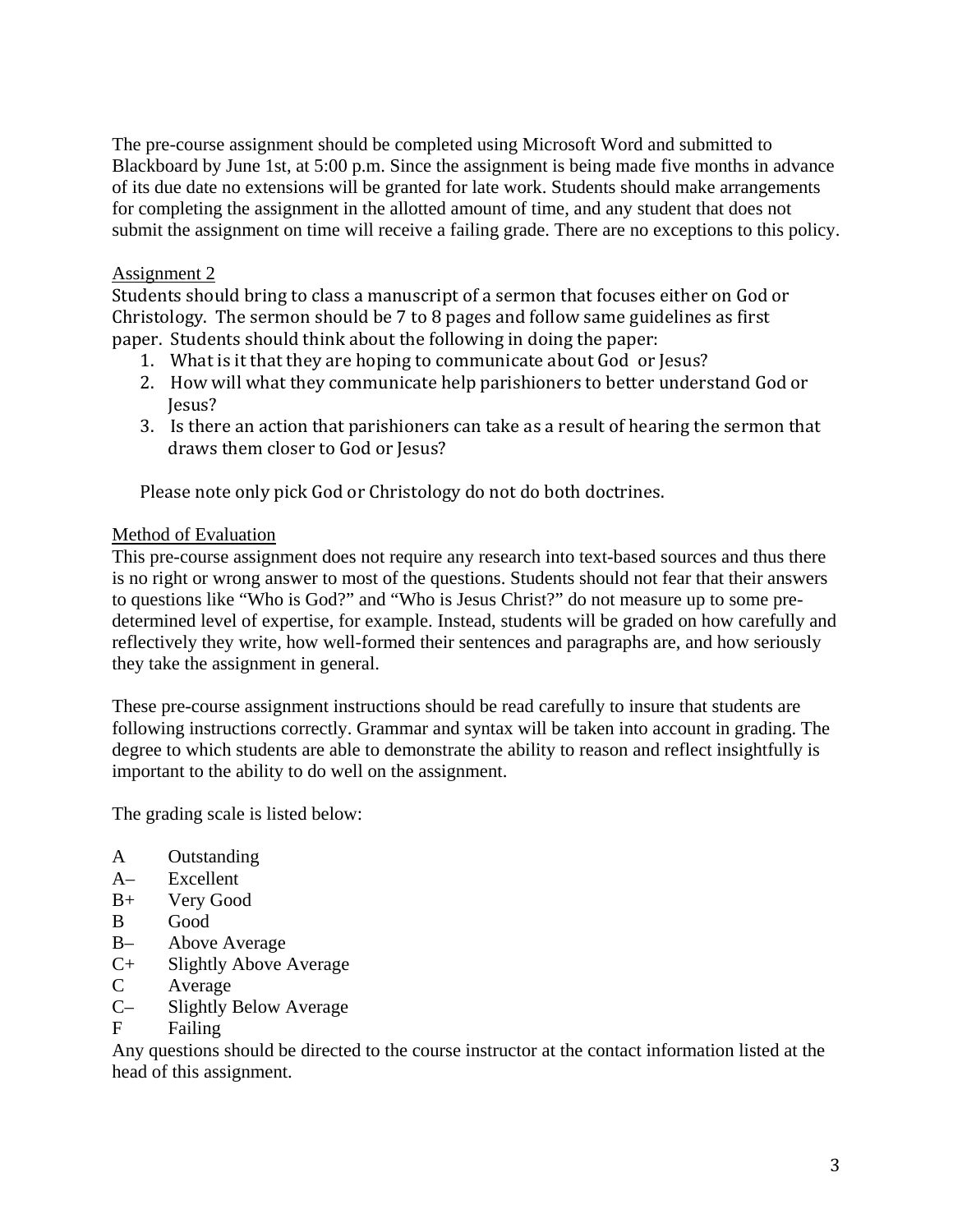The pre-course assignment should be completed using Microsoft Word and submitted to Blackboard by June 1st, at 5:00 p.m. Since the assignment is being made five months in advance of its due date no extensions will be granted for late work. Students should make arrangements for completing the assignment in the allotted amount of time, and any student that does not submit the assignment on time will receive a failing grade. There are no exceptions to this policy.

Assignment 2

Students should bring to class a manuscript of a sermon that focuses either on God or Christology. The sermon should be 7 to 8 pages and follow same guidelines as first paper. Students should think about the following in doing the paper:

1. What is it that they are hoping to communicate about God or Jesus?
2. How will what they communicate help parishioners to better understand God or Jesus?
3. Is there an action that parishioners can take as a result of hearing the sermon that draws them closer to God or Jesus?

Please note only pick God or Christology do not do both doctrines.

Method of Evaluation

This pre-course assignment does not require any research into text-based sources and thus there is no right or wrong answer to most of the questions. Students should not fear that their answers to questions like "Who is God?" and "Who is Jesus Christ?" do not measure up to some pre-determined level of expertise, for example. Instead, students will be graded on how carefully and reflectively they write, how well-formed their sentences and paragraphs are, and how seriously they take the assignment in general.

These pre-course assignment instructions should be read carefully to insure that students are following instructions correctly. Grammar and syntax will be taken into account in grading. The degree to which students are able to demonstrate the ability to reason and reflect insightfully is important to the ability to do well on the assignment.

The grading scale is listed below:

A Outstanding
A– Excellent
B+ Very Good
B Good
B– Above Average
C+ Slightly Above Average
C Average
C– Slightly Below Average
F Failing

Any questions should be directed to the course instructor at the contact information listed at the head of this assignment.